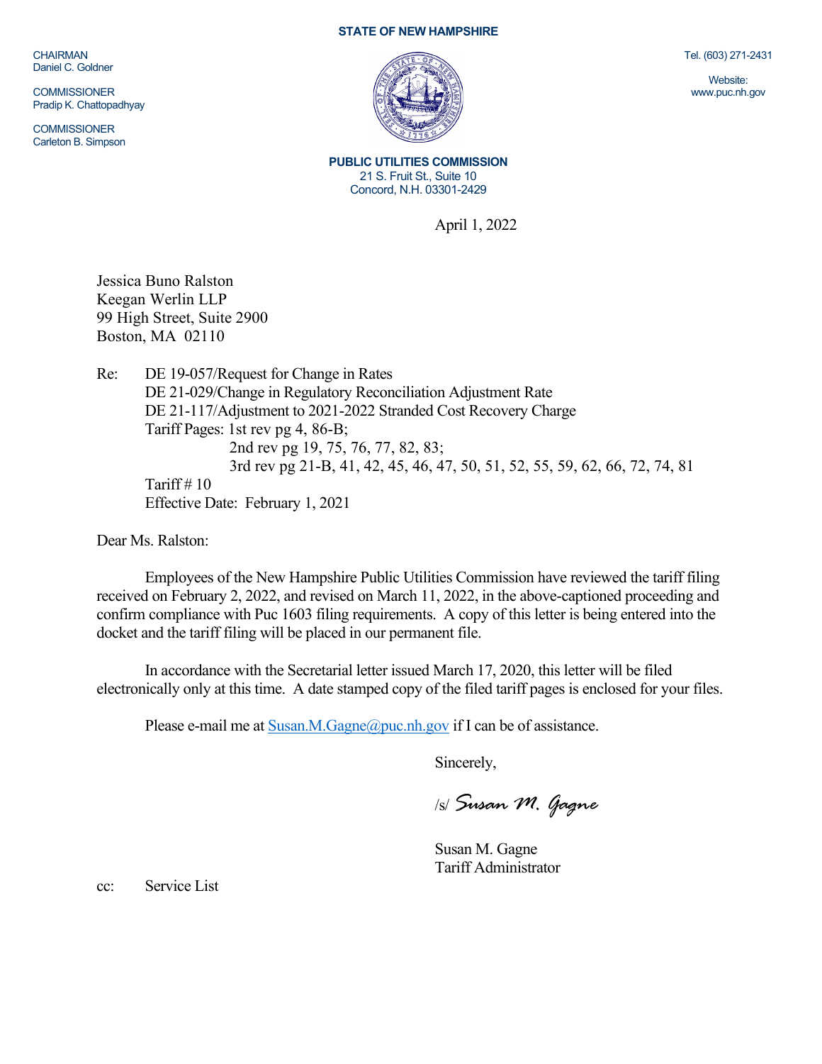**STATE OF NEW HAMPSHIRE**

CHAIRMAN
Daniel C. Goldner

COMMISSIONER
Pradip K. Chattopadhyay

COMMISSIONER
Carleton B. Simpson

Tel. (603) 271-2431

Website:
www.puc.nh.gov

**PUBLIC UTILITIES COMMISSION**
21 S. Fruit St., Suite 10
Concord, N.H. 03301-2429

April 1, 2022

Jessica Buno Ralston
Keegan Werlin LLP
99 High Street, Suite 2900
Boston, MA 02110

Re: DE 19-057/Request for Change in Rates
DE 21-029/Change in Regulatory Reconciliation Adjustment Rate
DE 21-117/Adjustment to 2021-2022 Stranded Cost Recovery Charge
Tariff Pages: 1st rev pg 4, 86-B;
2nd rev pg 19, 75, 76, 77, 82, 83;
3rd rev pg 21-B, 41, 42, 45, 46, 47, 50, 51, 52, 55, 59, 62, 66, 72, 74, 81
Tariff # 10
Effective Date: February 1, 2021

Dear Ms. Ralston:

Employees of the New Hampshire Public Utilities Commission have reviewed the tariff filing received on February 2, 2022, and revised on March 11, 2022, in the above-captioned proceeding and confirm compliance with Puc 1603 filing requirements. A copy of this letter is being entered into the docket and the tariff filing will be placed in our permanent file.

In accordance with the Secretarial letter issued March 17, 2020, this letter will be filed electronically only at this time. A date stamped copy of the filed tariff pages is enclosed for your files.

Please e-mail me at Susan.M.Gagne@puc.nh.gov if I can be of assistance.

Sincerely,

/s/ *Susan M. Gagne*

Susan M. Gagne
Tariff Administrator

cc: Service List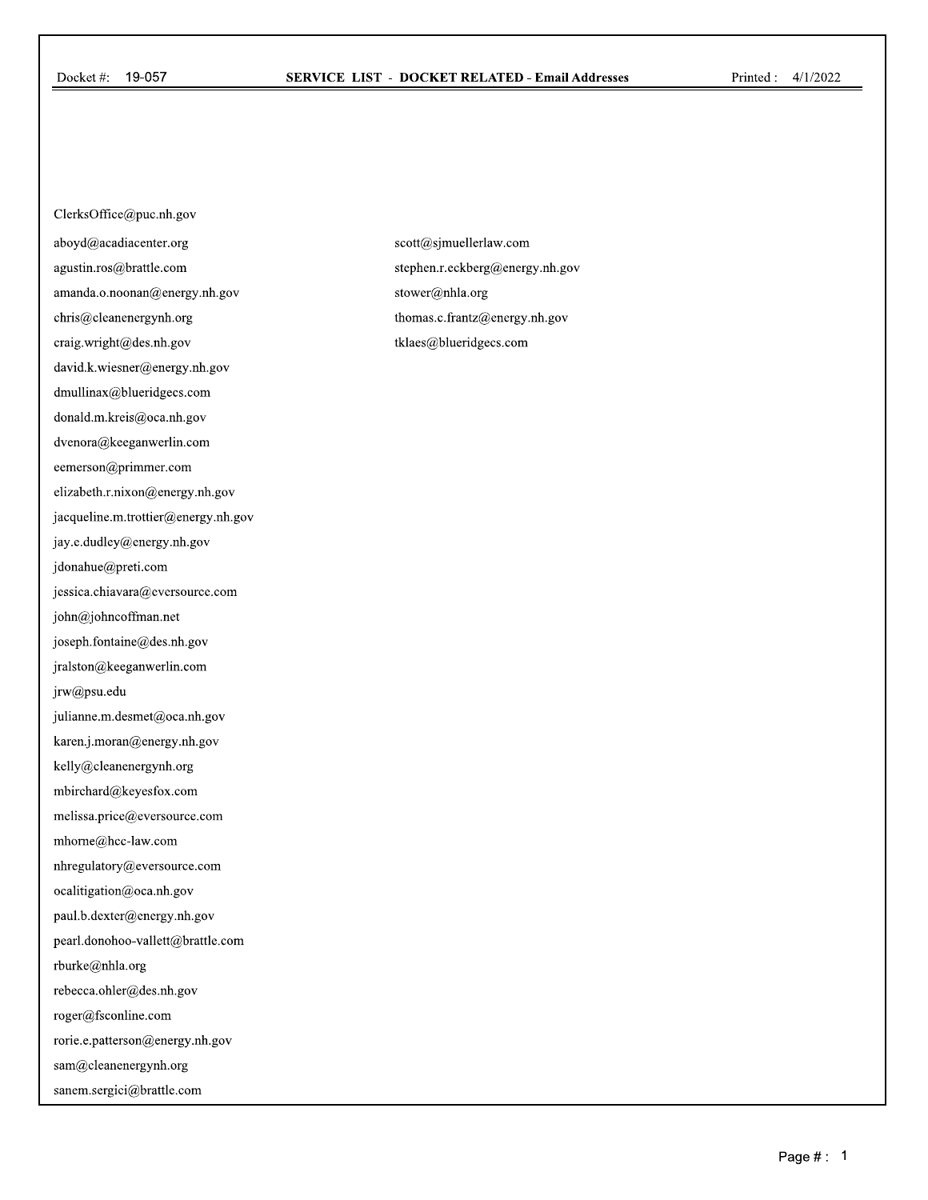Docket #: 19-057 **SERVICE LIST - DOCKET RELATED - Email Addresses** Printed: 4/1/2022

ClerksOffice@puc.nh.gov

aboyd@acadiacenter.org
agustin.ros@brattle.com
amanda.o.noonan@energy.nh.gov
chris@cleanenergynh.org
craig.wright@des.nh.gov
david.k.wiesner@energy.nh.gov
dmullinax@blueridgecs.com
donald.m.kreis@oca.nh.gov
dvenora@keeganwerlin.com
eemerson@primmer.com
elizabeth.r.nixon@energy.nh.gov
jacqueline.m.trottier@energy.nh.gov
jay.e.dudley@energy.nh.gov
jdonahue@preti.com
jessica.chiavara@eversource.com
john@johncoffman.net
joseph.fontaine@des.nh.gov
jralston@keeganwerlin.com
jrw@psu.edu
julianne.m.desmet@oca.nh.gov
karen.j.moran@energy.nh.gov
kelly@cleanenergynh.org
mbirchard@keyesfox.com
melissa.price@eversource.com
mhorne@hcc-law.com
nhregulatory@eversource.com
ocalitigation@oca.nh.gov
paul.b.dexter@energy.nh.gov
pearl.donohoo-vallett@brattle.com
rburke@nhla.org
rebecca.ohler@des.nh.gov
roger@fsconline.com
rorie.e.patterson@energy.nh.gov
sam@cleanenergynh.org
sanem.sergici@brattle.com
scott@sjmuellerlaw.com
stephen.r.eckberg@energy.nh.gov
stower@nhla.org
thomas.c.frantz@energy.nh.gov
tklaes@blueridgecs.com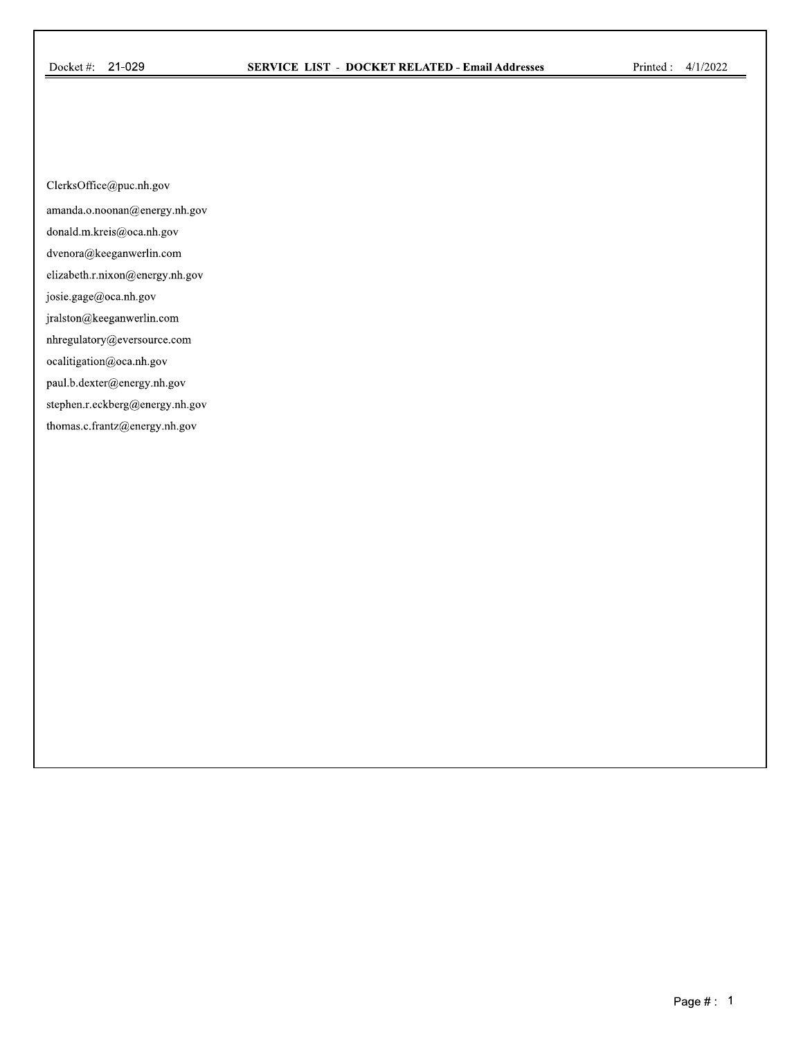Docket #: 21-029 **SERVICE LIST - DOCKET RELATED - Email Addresses** Printed : 4/1/2022

ClerksOffice@puc.nh.gov

amanda.o.noonan@energy.nh.gov

donald.m.kreis@oca.nh.gov

dvenora@keeganwerlin.com

elizabeth.r.nixon@energy.nh.gov

josie.gage@oca.nh.gov

jralston@keeganwerlin.com

nhregulatory@eversource.com

ocalitigation@oca.nh.gov

paul.b.dexter@energy.nh.gov

stephen.r.eckberg@energy.nh.gov

thomas.c.frantz@energy.nh.gov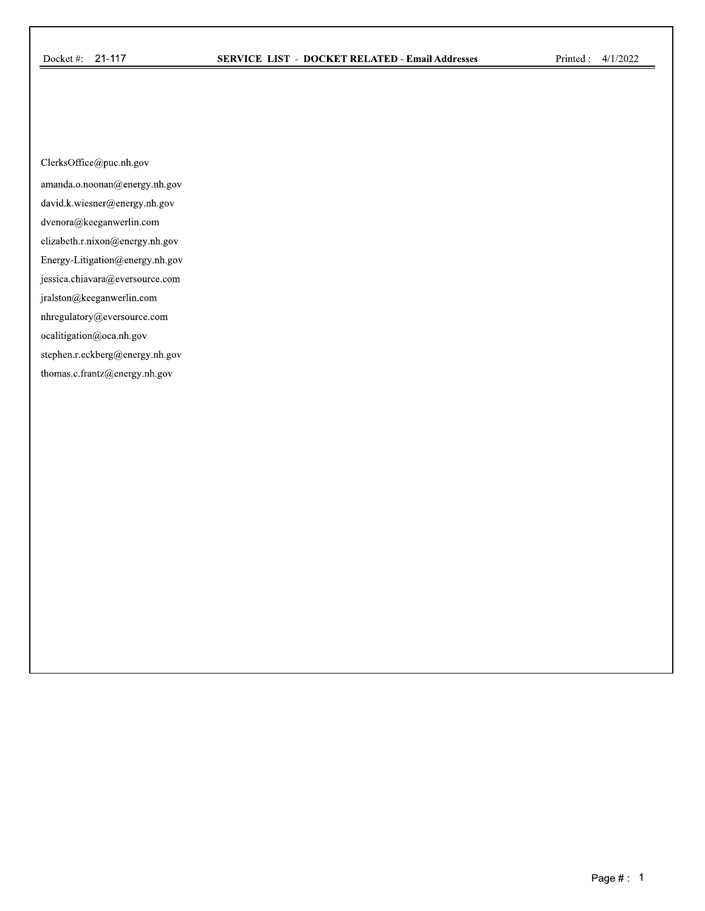Docket #: 21-117 **SERVICE LIST - DOCKET RELATED - Email Addresses** Printed : 4/1/2022

ClerksOffice@puc.nh.gov

amanda.o.noonan@energy.nh.gov

david.k.wiesner@energy.nh.gov

dvenora@keeganwerlin.com

elizabeth.r.nixon@energy.nh.gov

Energy-Litigation@energy.nh.gov

jessica.chiavara@eversource.com

jralston@keeganwerlin.com

nhregulatory@eversource.com

ocalitigation@oca.nh.gov

stephen.r.eckberg@energy.nh.gov

thomas.c.frantz@energy.nh.gov